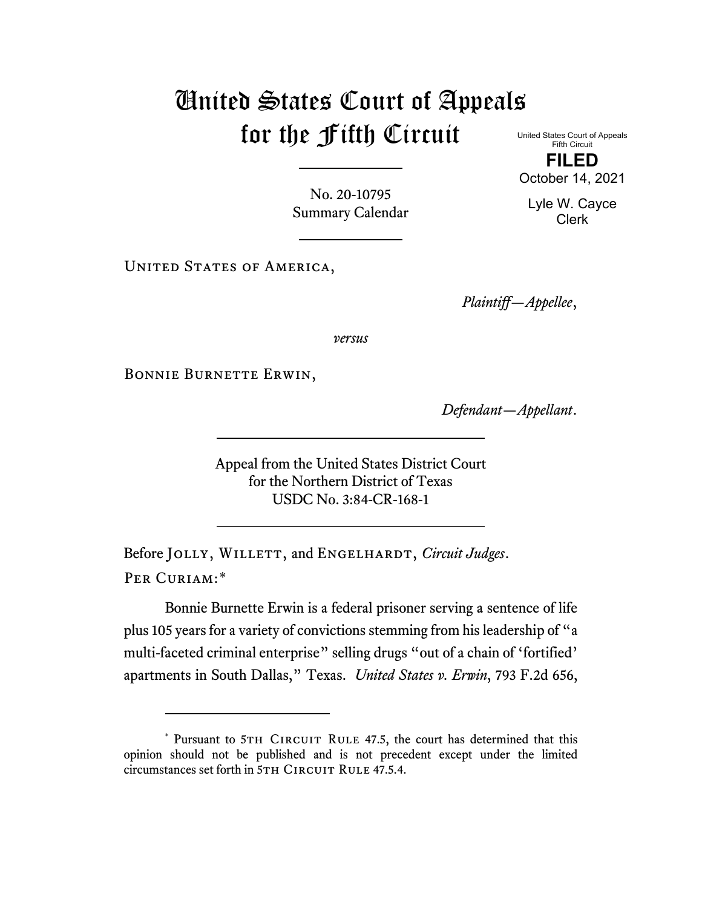# United States Court of Appeals for the Fifth Circuit

United States Court of Appeals
Fifth Circuit

**FILED**

October 14, 2021

Lyle W. Cayce
Clerk

No. 20-10795
Summary Calendar

United States of America,

*Plaintiff—Appellee*,

*versus*

Bonnie Burnette Erwin,

*Defendant—Appellant*.

Appeal from the United States District Court
for the Northern District of Texas
USDC No. 3:84-CR-168-1

Before Jolly, Willett, and Engelhardt, *Circuit Judges*.

Per Curiam:*

Bonnie Burnette Erwin is a federal prisoner serving a sentence of life plus 105 years for a variety of convictions stemming from his leadership of "a multi-faceted criminal enterprise" selling drugs "out of a chain of 'fortified' apartments in South Dallas," Texas. *United States v. Erwin*, 793 F.2d 656,

---

* Pursuant to 5th Circuit Rule 47.5, the court has determined that this opinion should not be published and is not precedent except under the limited circumstances set forth in 5th Circuit Rule 47.5.4.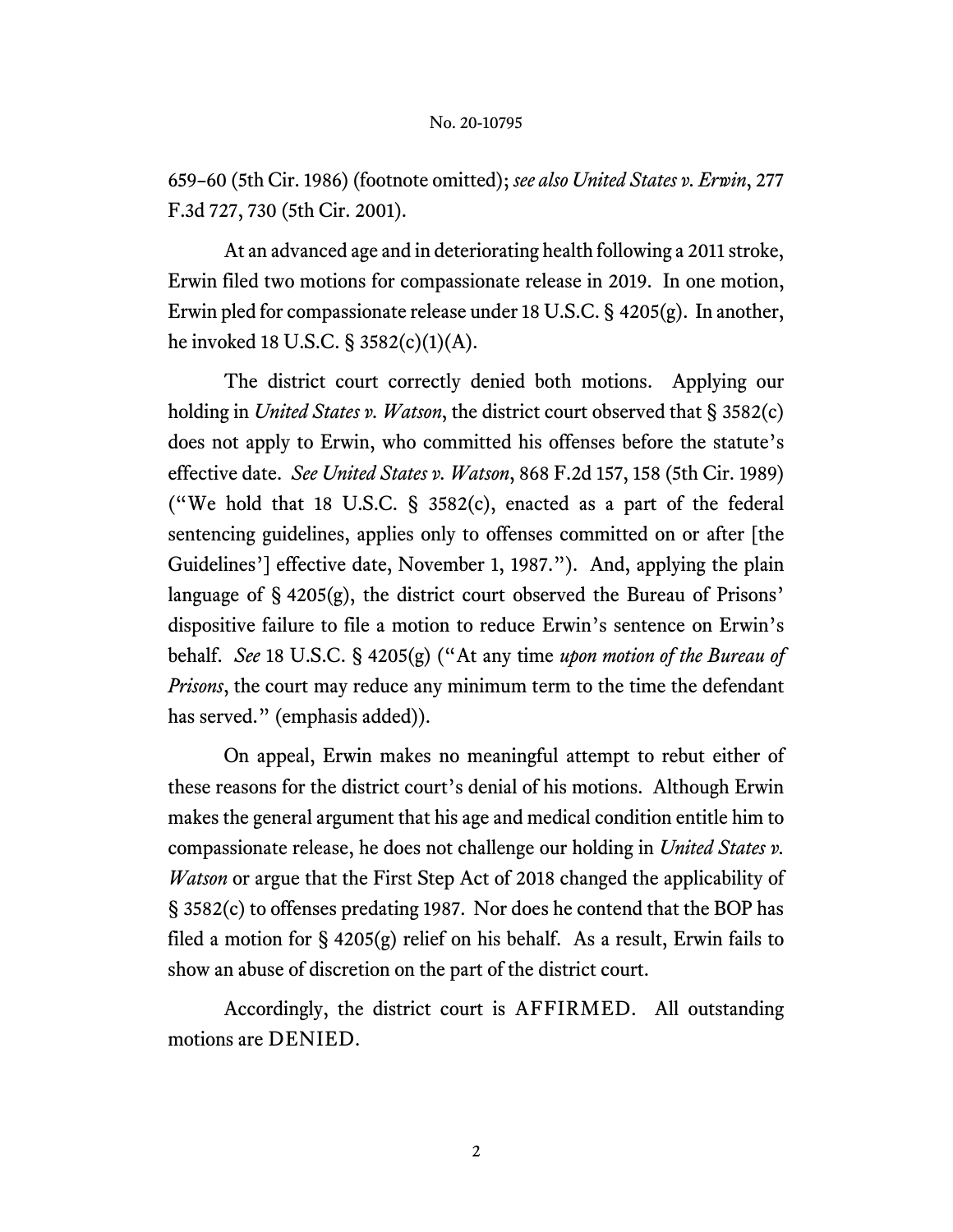659–60 (5th Cir. 1986) (footnote omitted); *see also United States v. Erwin*, 277 F.3d 727, 730 (5th Cir. 2001).

At an advanced age and in deteriorating health following a 2011 stroke, Erwin filed two motions for compassionate release in 2019. In one motion, Erwin pled for compassionate release under 18 U.S.C. § 4205(g). In another, he invoked 18 U.S.C. § 3582(c)(1)(A).

The district court correctly denied both motions. Applying our holding in *United States v. Watson*, the district court observed that § 3582(c) does not apply to Erwin, who committed his offenses before the statute's effective date. *See United States v. Watson*, 868 F.2d 157, 158 (5th Cir. 1989) ("We hold that 18 U.S.C. § 3582(c), enacted as a part of the federal sentencing guidelines, applies only to offenses committed on or after [the Guidelines'] effective date, November 1, 1987."). And, applying the plain language of § 4205(g), the district court observed the Bureau of Prisons' dispositive failure to file a motion to reduce Erwin's sentence on Erwin's behalf. *See* 18 U.S.C. § 4205(g) ("At any time *upon motion of the Bureau of Prisons*, the court may reduce any minimum term to the time the defendant has served." (emphasis added)).

On appeal, Erwin makes no meaningful attempt to rebut either of these reasons for the district court's denial of his motions. Although Erwin makes the general argument that his age and medical condition entitle him to compassionate release, he does not challenge our holding in *United States v. Watson* or argue that the First Step Act of 2018 changed the applicability of § 3582(c) to offenses predating 1987. Nor does he contend that the BOP has filed a motion for § 4205(g) relief on his behalf. As a result, Erwin fails to show an abuse of discretion on the part of the district court.

Accordingly, the district court is AFFIRMED. All outstanding motions are DENIED.